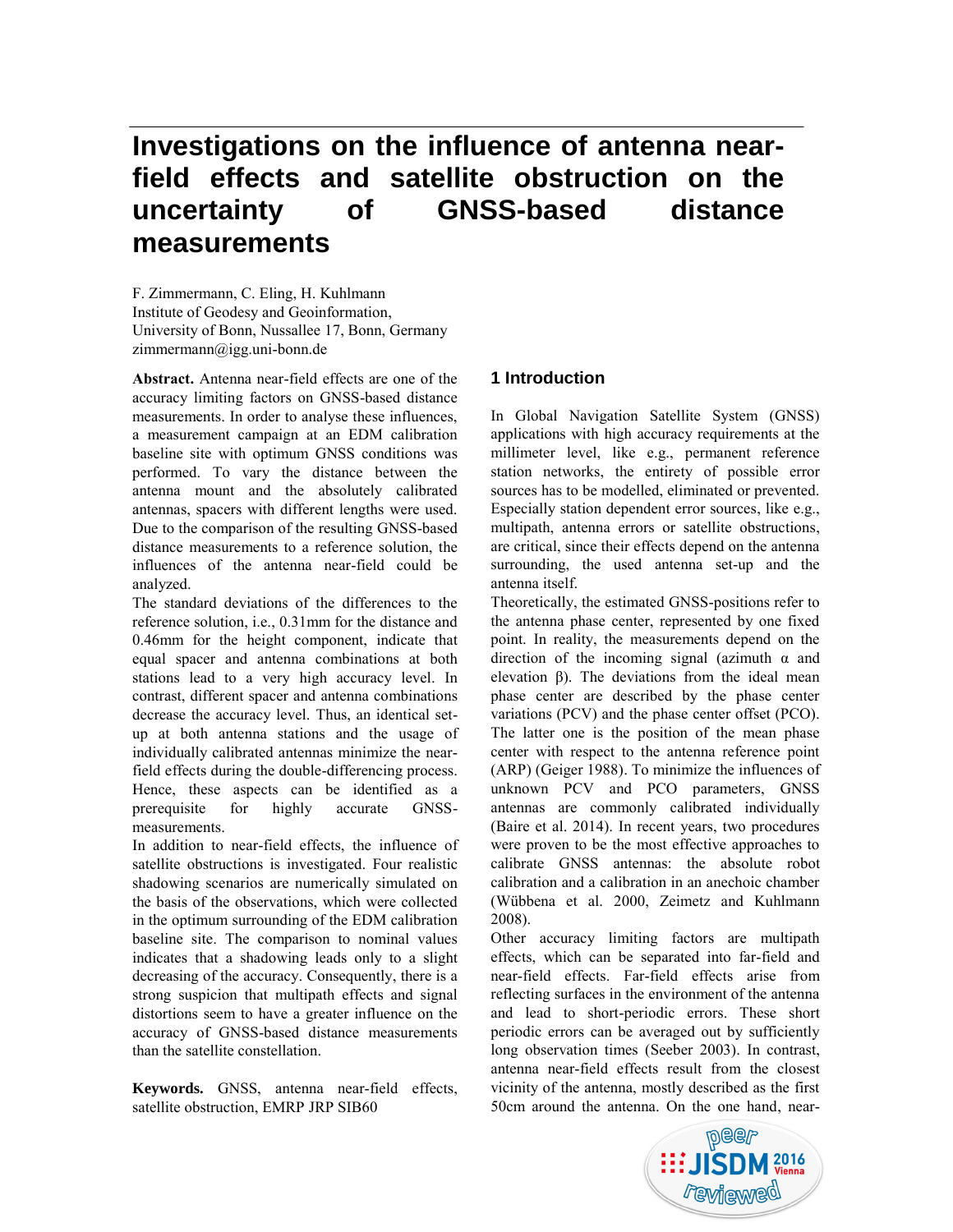# Investigations on the influence of antenna near-field effects and satellite obstruction on the uncertainty of GNSS-based distance measurements

F. Zimmermann, C. Eling, H. Kuhlmann
Institute of Geodesy and Geoinformation,
University of Bonn, Nussallee 17, Bonn, Germany
zimmermann@igg.uni-bonn.de

**Abstract.** Antenna near-field effects are one of the accuracy limiting factors on GNSS-based distance measurements. In order to analyse these influences, a measurement campaign at an EDM calibration baseline site with optimum GNSS conditions was performed. To vary the distance between the antenna mount and the absolutely calibrated antennas, spacers with different lengths were used. Due to the comparison of the resulting GNSS-based distance measurements to a reference solution, the influences of the antenna near-field could be analyzed.

The standard deviations of the differences to the reference solution, i.e., 0.31mm for the distance and 0.46mm for the height component, indicate that equal spacer and antenna combinations at both stations lead to a very high accuracy level. In contrast, different spacer and antenna combinations decrease the accuracy level. Thus, an identical set-up at both antenna stations and the usage of individually calibrated antennas minimize the near-field effects during the double-differencing process. Hence, these aspects can be identified as a prerequisite for highly accurate GNSS-measurements.

In addition to near-field effects, the influence of satellite obstructions is investigated. Four realistic shadowing scenarios are numerically simulated on the basis of the observations, which were collected in the optimum surrounding of the EDM calibration baseline site. The comparison to nominal values indicates that a shadowing leads only to a slight decreasing of the accuracy. Consequently, there is a strong suspicion that multipath effects and signal distortions seem to have a greater influence on the accuracy of GNSS-based distance measurements than the satellite constellation.

**Keywords.** GNSS, antenna near-field effects, satellite obstruction, EMRP JRP SIB60

## 1 Introduction

In Global Navigation Satellite System (GNSS) applications with high accuracy requirements at the millimeter level, like e.g., permanent reference station networks, the entirety of possible error sources has to be modelled, eliminated or prevented. Especially station dependent error sources, like e.g., multipath, antenna errors or satellite obstructions, are critical, since their effects depend on the antenna surrounding, the used antenna set-up and the antenna itself.

Theoretically, the estimated GNSS-positions refer to the antenna phase center, represented by one fixed point. In reality, the measurements depend on the direction of the incoming signal (azimuth $\alpha$ and elevation $\beta$). The deviations from the ideal mean phase center are described by the phase center variations (PCV) and the phase center offset (PCO). The latter one is the position of the mean phase center with respect to the antenna reference point (ARP) (Geiger 1988). To minimize the influences of unknown PCV and PCO parameters, GNSS antennas are commonly calibrated individually (Baire et al. 2014). In recent years, two procedures were proven to be the most effective approaches to calibrate GNSS antennas: the absolute robot calibration and a calibration in an anechoic chamber (Wübbena et al. 2000, Zeimetz and Kuhlmann 2008).

Other accuracy limiting factors are multipath effects, which can be separated into far-field and near-field effects. Far-field effects arise from reflecting surfaces in the environment of the antenna and lead to short-periodic errors. These short periodic errors can be averaged out by sufficiently long observation times (Seeber 2003). In contrast, antenna near-field effects result from the closest vicinity of the antenna, mostly described as the first 50cm around the antenna. On the one hand, near-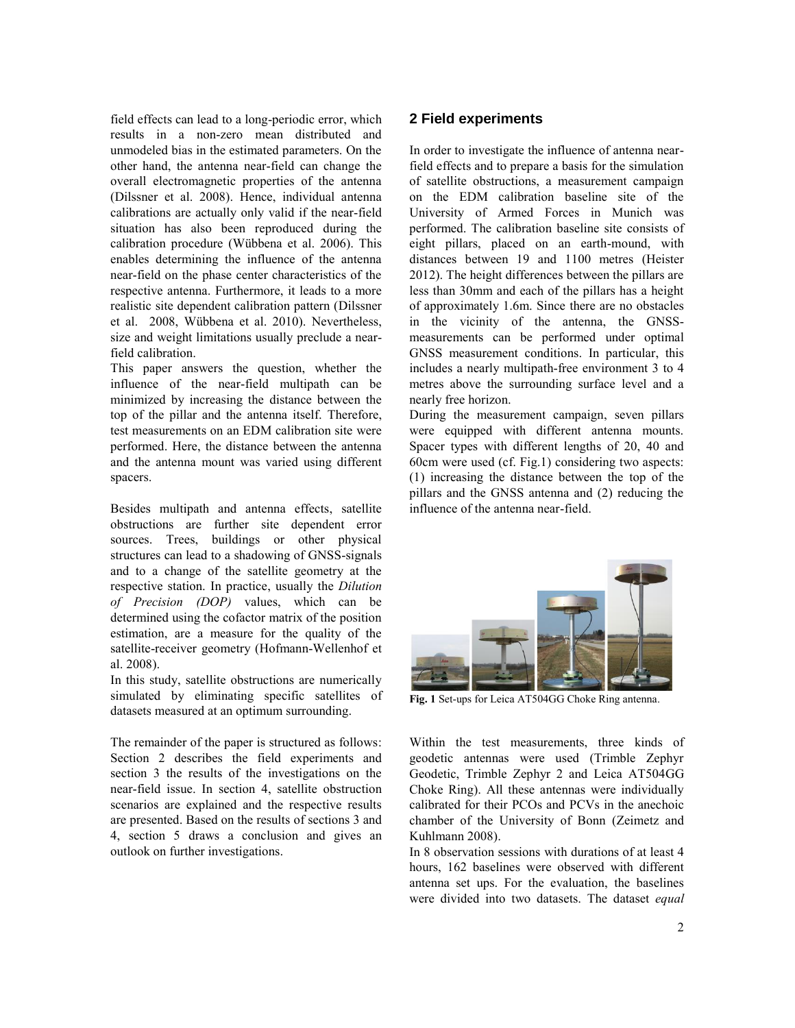field effects can lead to a long-periodic error, which results in a non-zero mean distributed and unmodeled bias in the estimated parameters. On the other hand, the antenna near-field can change the overall electromagnetic properties of the antenna (Dilssner et al. 2008). Hence, individual antenna calibrations are actually only valid if the near-field situation has also been reproduced during the calibration procedure (Wübbena et al. 2006). This enables determining the influence of the antenna near-field on the phase center characteristics of the respective antenna. Furthermore, it leads to a more realistic site dependent calibration pattern (Dilssner et al. 2008, Wübbena et al. 2010). Nevertheless, size and weight limitations usually preclude a near-field calibration.

This paper answers the question, whether the influence of the near-field multipath can be minimized by increasing the distance between the top of the pillar and the antenna itself. Therefore, test measurements on an EDM calibration site were performed. Here, the distance between the antenna and the antenna mount was varied using different spacers.

Besides multipath and antenna effects, satellite obstructions are further site dependent error sources. Trees, buildings or other physical structures can lead to a shadowing of GNSS-signals and to a change of the satellite geometry at the respective station. In practice, usually the *Dilution of Precision (DOP)* values, which can be determined using the cofactor matrix of the position estimation, are a measure for the quality of the satellite-receiver geometry (Hofmann-Wellenhof et al. 2008).

In this study, satellite obstructions are numerically simulated by eliminating specific satellites of datasets measured at an optimum surrounding.

The remainder of the paper is structured as follows: Section 2 describes the field experiments and section 3 the results of the investigations on the near-field issue. In section 4, satellite obstruction scenarios are explained and the respective results are presented. Based on the results of sections 3 and 4, section 5 draws a conclusion and gives an outlook on further investigations.

## 2 Field experiments

In order to investigate the influence of antenna near-field effects and to prepare a basis for the simulation of satellite obstructions, a measurement campaign on the EDM calibration baseline site of the University of Armed Forces in Munich was performed. The calibration baseline site consists of eight pillars, placed on an earth-mound, with distances between 19 and 1100 metres (Heister 2012). The height differences between the pillars are less than 30mm and each of the pillars has a height of approximately 1.6m. Since there are no obstacles in the vicinity of the antenna, the GNSS-measurements can be performed under optimal GNSS measurement conditions. In particular, this includes a nearly multipath-free environment 3 to 4 metres above the surrounding surface level and a nearly free horizon.

During the measurement campaign, seven pillars were equipped with different antenna mounts. Spacer types with different lengths of 20, 40 and 60cm were used (cf. Fig.1) considering two aspects: (1) increasing the distance between the top of the pillars and the GNSS antenna and (2) reducing the influence of the antenna near-field.

**Fig. 1** Set-ups for Leica AT504GG Choke Ring antenna.

Within the test measurements, three kinds of geodetic antennas were used (Trimble Zephyr Geodetic, Trimble Zephyr 2 and Leica AT504GG Choke Ring). All these antennas were individually calibrated for their PCOs and PCVs in the anechoic chamber of the University of Bonn (Zeimetz and Kuhlmann 2008).

In 8 observation sessions with durations of at least 4 hours, 162 baselines were observed with different antenna set ups. For the evaluation, the baselines were divided into two datasets. The dataset *equal*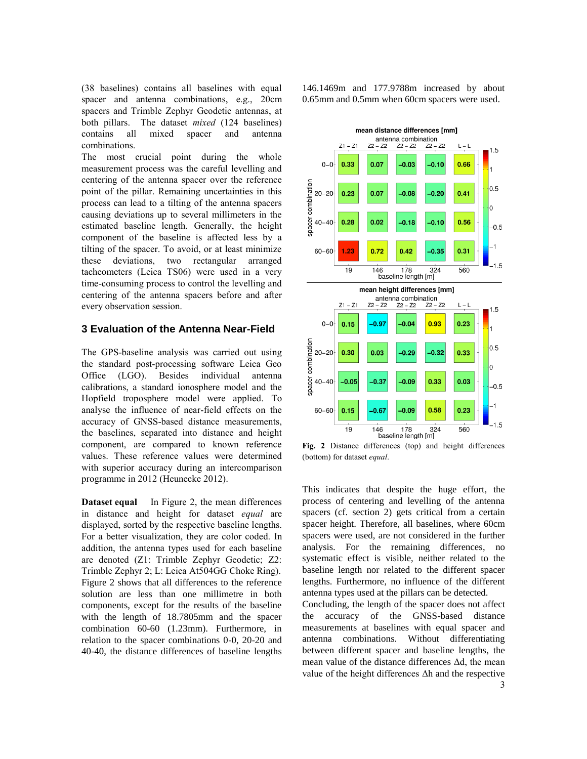(38 baselines) contains all baselines with equal spacer and antenna combinations, e.g., 20cm spacers and Trimble Zephyr Geodetic antennas, at both pillars. The dataset *mixed* (124 baselines) contains all mixed spacer and antenna combinations.

The most crucial point during the whole measurement process was the careful levelling and centering of the antenna spacer over the reference point of the pillar. Remaining uncertainties in this process can lead to a tilting of the antenna spacers causing deviations up to several millimeters in the estimated baseline length. Generally, the height component of the baseline is affected less by a tilting of the spacer. To avoid, or at least minimize these deviations, two rectangular arranged tacheometers (Leica TS06) were used in a very time-consuming process to control the levelling and centering of the antenna spacers before and after every observation session.

## 3 Evaluation of the Antenna Near-Field

The GPS-baseline analysis was carried out using the standard post-processing software Leica Geo Office (LGO). Besides individual antenna calibrations, a standard ionosphere model and the Hopfield troposphere model were applied. To analyse the influence of near-field effects on the accuracy of GNSS-based distance measurements, the baselines, separated into distance and height component, are compared to known reference values. These reference values were determined with superior accuracy during an intercomparison programme in 2012 (Heunecke 2012).

**Dataset equal** In Figure 2, the mean differences in distance and height for dataset *equal* are displayed, sorted by the respective baseline lengths. For a better visualization, they are color coded. In addition, the antenna types used for each baseline are denoted (Z1: Trimble Zephyr Geodetic; Z2: Trimble Zephyr 2; L: Leica At504GG Choke Ring). Figure 2 shows that all differences to the reference solution are less than one millimetre in both components, except for the results of the baseline with the length of 18.7805mm and the spacer combination 60-60 (1.23mm). Furthermore, in relation to the spacer combinations 0-0, 20-20 and 40-40, the distance differences of baseline lengths 146.1469m and 177.9788m increased by about 0.65mm and 0.5mm when 60cm spacers were used.

**mean distance differences [mm]**

| spacer combination | Z1 – Z1 (19 m) | Z2 – Z2 (146 m) | Z2 – Z2 (178 m) | Z2 – Z2 (324 m) | L – L (560 m) |
|---|---|---|---|---|---|
| 0–0 | 0.33 | 0.07 | −0.03 | −0.10 | 0.66 |
| 20–20 | 0.23 | 0.07 | −0.08 | −0.20 | 0.41 |
| 40–40 | 0.28 | 0.02 | −0.18 | −0.10 | 0.56 |
| 60–60 | 1.23 | 0.72 | 0.42 | −0.35 | 0.31 |

**mean height differences [mm]**

| spacer combination | Z1 – Z1 (19 m) | Z2 – Z2 (146 m) | Z2 – Z2 (178 m) | Z2 – Z2 (324 m) | L – L (560 m) |
|---|---|---|---|---|---|
| 0–0 | 0.15 | −0.97 | −0.04 | 0.93 | 0.23 |
| 20–20 | 0.30 | 0.03 | −0.29 | −0.32 | 0.33 |
| 40–40 | −0.05 | −0.37 | −0.09 | 0.33 | 0.03 |
| 60–60 | 0.15 | −0.67 | −0.09 | 0.58 | 0.23 |

**Fig. 2** Distance differences (top) and height differences (bottom) for dataset *equal*.

This indicates that despite the huge effort, the process of centering and levelling of the antenna spacers (cf. section 2) gets critical from a certain spacer height. Therefore, all baselines, where 60cm spacers were used, are not considered in the further analysis. For the remaining differences, no systematic effect is visible, neither related to the baseline length nor related to the different spacer lengths. Furthermore, no influence of the different antenna types used at the pillars can be detected.

Concluding, the length of the spacer does not affect the accuracy of the GNSS-based distance measurements at baselines with equal spacer and antenna combinations. Without differentiating between different spacer and baseline lengths, the mean value of the distance differences $\Delta d$, the mean value of the height differences $\Delta h$ and the respective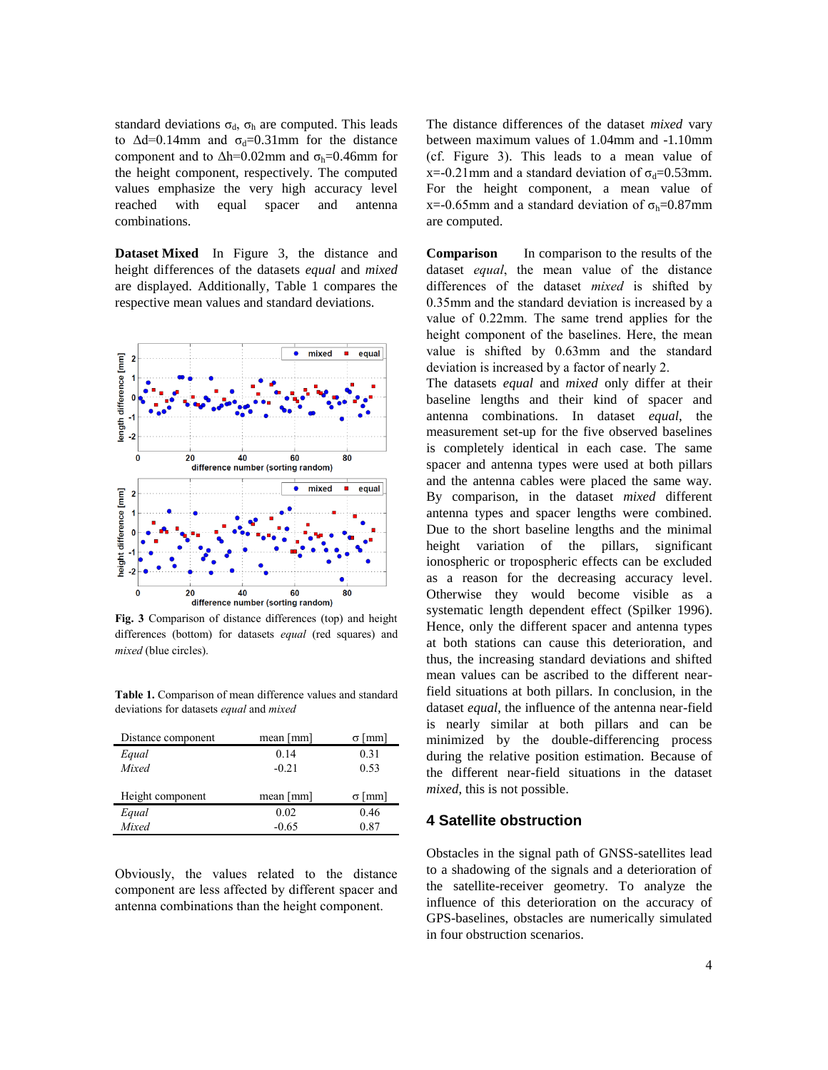standard deviations $\sigma_d$, $\sigma_h$ are computed. This leads to $\Delta d$=0.14mm and $\sigma_d$=0.31mm for the distance component and to $\Delta h$=0.02mm and $\sigma_h$=0.46mm for the height component, respectively. The computed values emphasize the very high accuracy level reached with equal spacer and antenna combinations.

**Dataset Mixed** In Figure 3, the distance and height differences of the datasets *equal* and *mixed* are displayed. Additionally, Table 1 compares the respective mean values and standard deviations.

**Fig. 3** Comparison of distance differences (top) and height differences (bottom) for datasets *equal* (red squares) and *mixed* (blue circles).

**Table 1.** Comparison of mean difference values and standard deviations for datasets *equal* and *mixed*

| Distance component | mean [mm] | σ [mm] |
|---|---|---|
| *Equal* | 0.14 | 0.31 |
| *Mixed* | -0.21 | 0.53 |
| **Height component** | **mean [mm]** | **σ [mm]** |
| *Equal* | 0.02 | 0.46 |
| *Mixed* | -0.65 | 0.87 |

Obviously, the values related to the distance component are less affected by different spacer and antenna combinations than the height component.

The distance differences of the dataset *mixed* vary between maximum values of 1.04mm and -1.10mm (cf. Figure 3). This leads to a mean value of x=-0.21mm and a standard deviation of $\sigma_d$=0.53mm. For the height component, a mean value of x=-0.65mm and a standard deviation of $\sigma_h$=0.87mm are computed.

**Comparison** In comparison to the results of the dataset *equal*, the mean value of the distance differences of the dataset *mixed* is shifted by 0.35mm and the standard deviation is increased by a value of 0.22mm. The same trend applies for the height component of the baselines. Here, the mean value is shifted by 0.63mm and the standard deviation is increased by a factor of nearly 2.

The datasets *equal* and *mixed* only differ at their baseline lengths and their kind of spacer and antenna combinations. In dataset *equal*, the measurement set-up for the five observed baselines is completely identical in each case. The same spacer and antenna types were used at both pillars and the antenna cables were placed the same way. By comparison, in the dataset *mixed* different antenna types and spacer lengths were combined. Due to the short baseline lengths and the minimal height variation of the pillars, significant ionospheric or tropospheric effects can be excluded as a reason for the decreasing accuracy level. Otherwise they would become visible as a systematic length dependent effect (Spilker 1996). Hence, only the different spacer and antenna types at both stations can cause this deterioration, and thus, the increasing standard deviations and shifted mean values can be ascribed to the different near-field situations at both pillars. In conclusion, in the dataset *equal*, the influence of the antenna near-field is nearly similar at both pillars and can be minimized by the double-differencing process during the relative position estimation. Because of the different near-field situations in the dataset *mixed*, this is not possible.

## 4 Satellite obstruction

Obstacles in the signal path of GNSS-satellites lead to a shadowing of the signals and a deterioration of the satellite-receiver geometry. To analyze the influence of this deterioration on the accuracy of GPS-baselines, obstacles are numerically simulated in four obstruction scenarios.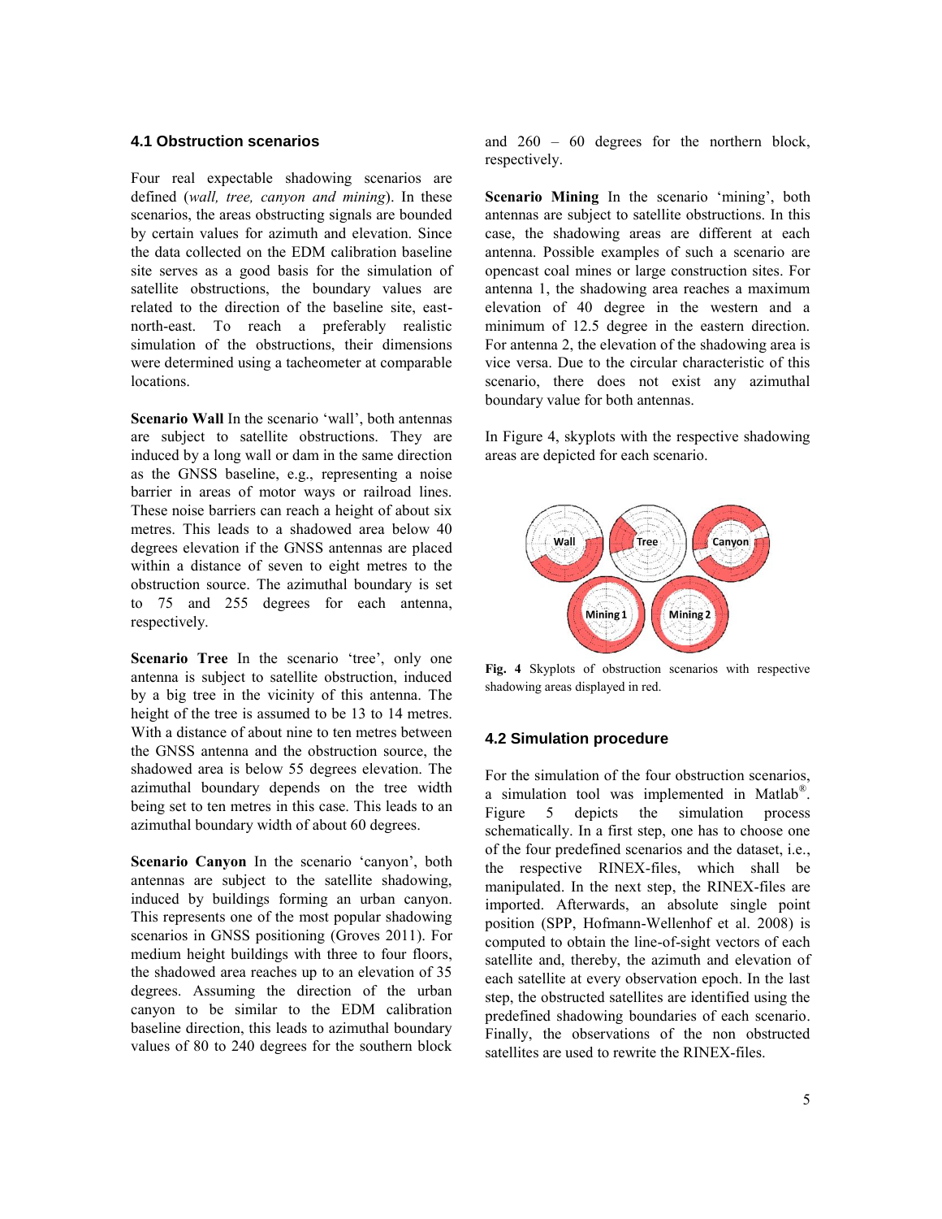### 4.1 Obstruction scenarios

Four real expectable shadowing scenarios are defined (*wall, tree, canyon and mining*). In these scenarios, the areas obstructing signals are bounded by certain values for azimuth and elevation. Since the data collected on the EDM calibration baseline site serves as a good basis for the simulation of satellite obstructions, the boundary values are related to the direction of the baseline site, east-north-east. To reach a preferably realistic simulation of the obstructions, their dimensions were determined using a tacheometer at comparable locations.

**Scenario Wall** In the scenario 'wall', both antennas are subject to satellite obstructions. They are induced by a long wall or dam in the same direction as the GNSS baseline, e.g., representing a noise barrier in areas of motor ways or railroad lines. These noise barriers can reach a height of about six metres. This leads to a shadowed area below 40 degrees elevation if the GNSS antennas are placed within a distance of seven to eight metres to the obstruction source. The azimuthal boundary is set to 75 and 255 degrees for each antenna, respectively.

**Scenario Tree** In the scenario 'tree', only one antenna is subject to satellite obstruction, induced by a big tree in the vicinity of this antenna. The height of the tree is assumed to be 13 to 14 metres. With a distance of about nine to ten metres between the GNSS antenna and the obstruction source, the shadowed area is below 55 degrees elevation. The azimuthal boundary depends on the tree width being set to ten metres in this case. This leads to an azimuthal boundary width of about 60 degrees.

**Scenario Canyon** In the scenario 'canyon', both antennas are subject to the satellite shadowing, induced by buildings forming an urban canyon. This represents one of the most popular shadowing scenarios in GNSS positioning (Groves 2011). For medium height buildings with three to four floors, the shadowed area reaches up to an elevation of 35 degrees. Assuming the direction of the urban canyon to be similar to the EDM calibration baseline direction, this leads to azimuthal boundary values of 80 to 240 degrees for the southern block and 260 – 60 degrees for the northern block, respectively.

**Scenario Mining** In the scenario 'mining', both antennas are subject to satellite obstructions. In this case, the shadowing areas are different at each antenna. Possible examples of such a scenario are opencast coal mines or large construction sites. For antenna 1, the shadowing area reaches a maximum elevation of 40 degree in the western and a minimum of 12.5 degree in the eastern direction. For antenna 2, the elevation of the shadowing area is vice versa. Due to the circular characteristic of this scenario, there does not exist any azimuthal boundary value for both antennas.

In Figure 4, skyplots with the respective shadowing areas are depicted for each scenario.

**Fig. 4** Skyplots of obstruction scenarios with respective shadowing areas displayed in red.

### 4.2 Simulation procedure

For the simulation of the four obstruction scenarios, a simulation tool was implemented in Matlab®. Figure 5 depicts the simulation process schematically. In a first step, one has to choose one of the four predefined scenarios and the dataset, i.e., the respective RINEX-files, which shall be manipulated. In the next step, the RINEX-files are imported. Afterwards, an absolute single point position (SPP, Hofmann-Wellenhof et al. 2008) is computed to obtain the line-of-sight vectors of each satellite and, thereby, the azimuth and elevation of each satellite at every observation epoch. In the last step, the obstructed satellites are identified using the predefined shadowing boundaries of each scenario. Finally, the observations of the non obstructed satellites are used to rewrite the RINEX-files.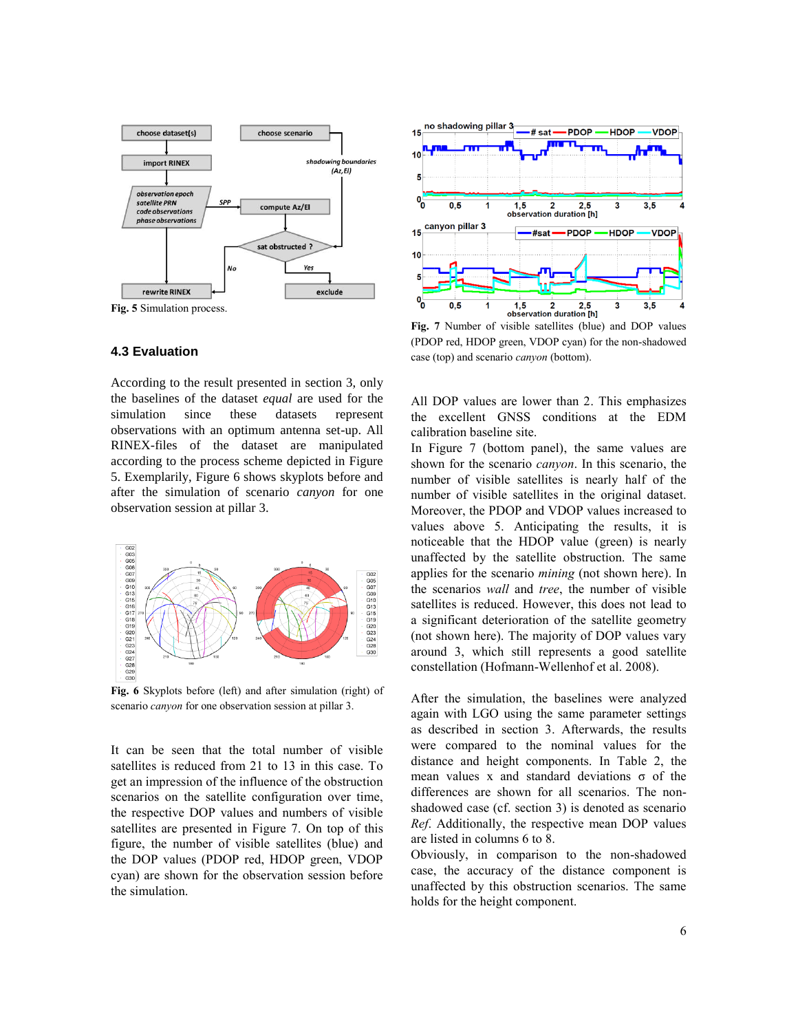Fig. 5 Simulation process.

### 4.3 Evaluation

According to the result presented in section 3, only the baselines of the dataset *equal* are used for the simulation since these datasets represent observations with an optimum antenna set-up. All RINEX-files of the dataset are manipulated according to the process scheme depicted in Figure 5. Exemplarily, Figure 6 shows skyplots before and after the simulation of scenario *canyon* for one observation session at pillar 3.

**Fig. 6** Skyplots before (left) and after simulation (right) of scenario *canyon* for one observation session at pillar 3.

It can be seen that the total number of visible satellites is reduced from 21 to 13 in this case. To get an impression of the influence of the obstruction scenarios on the satellite configuration over time, the respective DOP values and numbers of visible satellites are presented in Figure 7. On top of this figure, the number of visible satellites (blue) and the DOP values (PDOP red, HDOP green, VDOP cyan) are shown for the observation session before the simulation.

**Fig. 7** Number of visible satellites (blue) and DOP values (PDOP red, HDOP green, VDOP cyan) for the non-shadowed case (top) and scenario *canyon* (bottom).

All DOP values are lower than 2. This emphasizes the excellent GNSS conditions at the EDM calibration baseline site.

In Figure 7 (bottom panel), the same values are shown for the scenario *canyon*. In this scenario, the number of visible satellites is nearly half of the number of visible satellites in the original dataset. Moreover, the PDOP and VDOP values increased to values above 5. Anticipating the results, it is noticeable that the HDOP value (green) is nearly unaffected by the satellite obstruction. The same applies for the scenario *mining* (not shown here). In the scenarios *wall* and *tree*, the number of visible satellites is reduced. However, this does not lead to a significant deterioration of the satellite geometry (not shown here). The majority of DOP values vary around 3, which still represents a good satellite constellation (Hofmann-Wellenhof et al. 2008).

After the simulation, the baselines were analyzed again with LGO using the same parameter settings as described in section 3. Afterwards, the results were compared to the nominal values for the distance and height components. In Table 2, the mean values x and standard deviations σ of the differences are shown for all scenarios. The non-shadowed case (cf. section 3) is denoted as scenario *Ref*. Additionally, the respective mean DOP values are listed in columns 6 to 8.

Obviously, in comparison to the non-shadowed case, the accuracy of the distance component is unaffected by this obstruction scenarios. The same holds for the height component.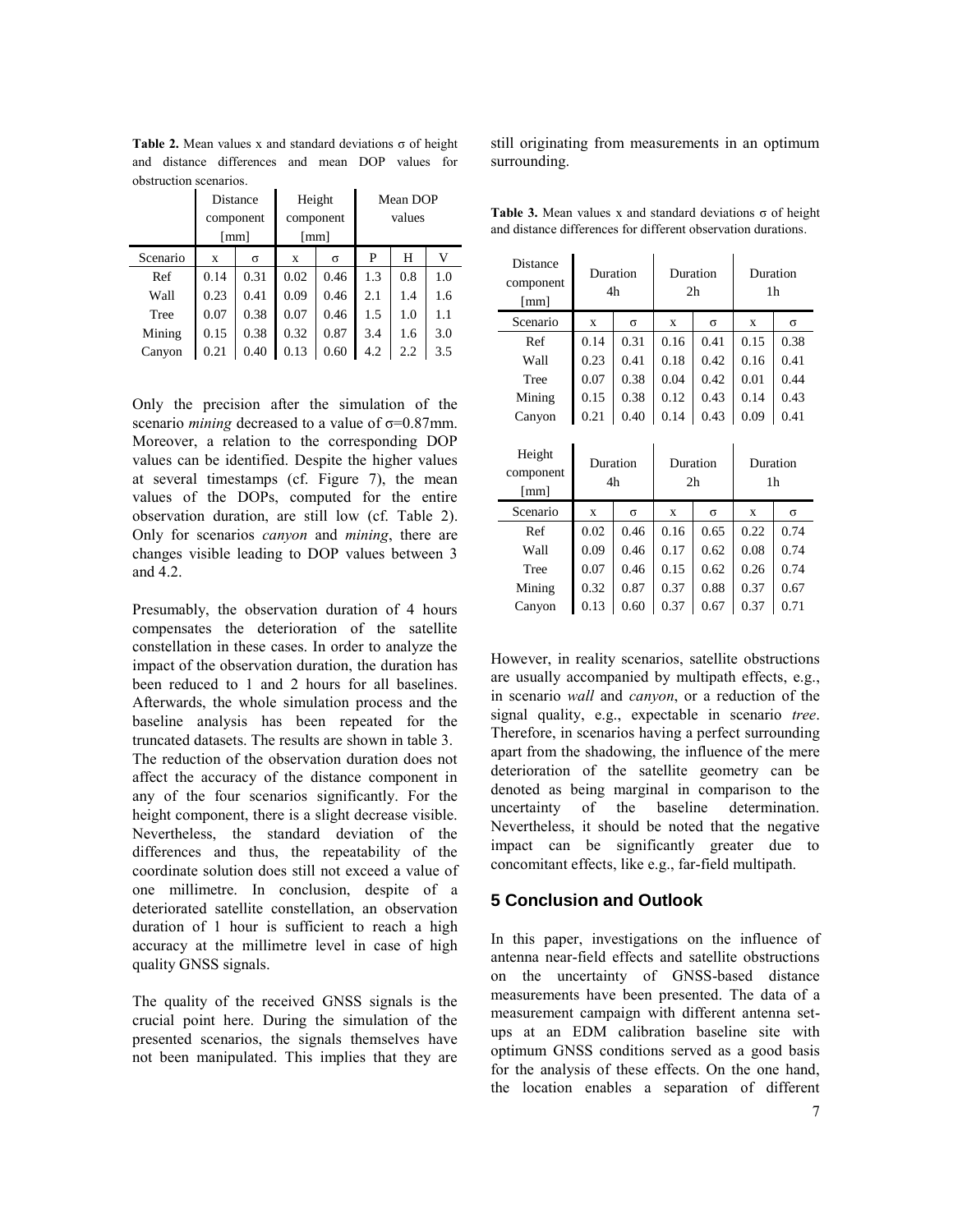**Table 2.** Mean values x and standard deviations σ of height and distance differences and mean DOP values for obstruction scenarios.

| | Distance component [mm] | | Height component [mm] | | Mean DOP values | | |
|---|---|---|---|---|---|---|---|
| Scenario | x | σ | x | σ | P | H | V |
| Ref | 0.14 | 0.31 | 0.02 | 0.46 | 1.3 | 0.8 | 1.0 |
| Wall | 0.23 | 0.41 | 0.09 | 0.46 | 2.1 | 1.4 | 1.6 |
| Tree | 0.07 | 0.38 | 0.07 | 0.46 | 1.5 | 1.0 | 1.1 |
| Mining | 0.15 | 0.38 | 0.32 | 0.87 | 3.4 | 1.6 | 3.0 |
| Canyon | 0.21 | 0.40 | 0.13 | 0.60 | 4.2 | 2.2 | 3.5 |

Only the precision after the simulation of the scenario *mining* decreased to a value of σ=0.87mm. Moreover, a relation to the corresponding DOP values can be identified. Despite the higher values at several timestamps (cf. Figure 7), the mean values of the DOPs, computed for the entire observation duration, are still low (cf. Table 2). Only for scenarios *canyon* and *mining*, there are changes visible leading to DOP values between 3 and 4.2.

Presumably, the observation duration of 4 hours compensates the deterioration of the satellite constellation in these cases. In order to analyze the impact of the observation duration, the duration has been reduced to 1 and 2 hours for all baselines. Afterwards, the whole simulation process and the baseline analysis has been repeated for the truncated datasets. The results are shown in table 3. The reduction of the observation duration does not affect the accuracy of the distance component in any of the four scenarios significantly. For the height component, there is a slight decrease visible. Nevertheless, the standard deviation of the differences and thus, the repeatability of the coordinate solution does still not exceed a value of one millimetre. In conclusion, despite of a deteriorated satellite constellation, an observation duration of 1 hour is sufficient to reach a high accuracy at the millimetre level in case of high quality GNSS signals.

The quality of the received GNSS signals is the crucial point here. During the simulation of the presented scenarios, the signals themselves have not been manipulated. This implies that they are still originating from measurements in an optimum surrounding.

**Table 3.** Mean values x and standard deviations σ of height and distance differences for different observation durations.

| Distance component [mm] | Duration 4h | | Duration 2h | | Duration 1h | |
|---|---|---|---|---|---|---|
| Scenario | x | σ | x | σ | x | σ |
| Ref | 0.14 | 0.31 | 0.16 | 0.41 | 0.15 | 0.38 |
| Wall | 0.23 | 0.41 | 0.18 | 0.42 | 0.16 | 0.41 |
| Tree | 0.07 | 0.38 | 0.04 | 0.42 | 0.01 | 0.44 |
| Mining | 0.15 | 0.38 | 0.12 | 0.43 | 0.14 | 0.43 |
| Canyon | 0.21 | 0.40 | 0.14 | 0.43 | 0.09 | 0.41 |

| Height component [mm] | Duration 4h | | Duration 2h | | Duration 1h | |
|---|---|---|---|---|---|---|
| Scenario | x | σ | x | σ | x | σ |
| Ref | 0.02 | 0.46 | 0.16 | 0.65 | 0.22 | 0.74 |
| Wall | 0.09 | 0.46 | 0.17 | 0.62 | 0.08 | 0.74 |
| Tree | 0.07 | 0.46 | 0.15 | 0.62 | 0.26 | 0.74 |
| Mining | 0.32 | 0.87 | 0.37 | 0.88 | 0.37 | 0.67 |
| Canyon | 0.13 | 0.60 | 0.37 | 0.67 | 0.37 | 0.71 |

However, in reality scenarios, satellite obstructions are usually accompanied by multipath effects, e.g., in scenario *wall* and *canyon*, or a reduction of the signal quality, e.g., expectable in scenario *tree*. Therefore, in scenarios having a perfect surrounding apart from the shadowing, the influence of the mere deterioration of the satellite geometry can be denoted as being marginal in comparison to the uncertainty of the baseline determination. Nevertheless, it should be noted that the negative impact can be significantly greater due to concomitant effects, like e.g., far-field multipath.

## 5 Conclusion and Outlook

In this paper, investigations on the influence of antenna near-field effects and satellite obstructions on the uncertainty of GNSS-based distance measurements have been presented. The data of a measurement campaign with different antenna set-ups at an EDM calibration baseline site with optimum GNSS conditions served as a good basis for the analysis of these effects. On the one hand, the location enables a separation of different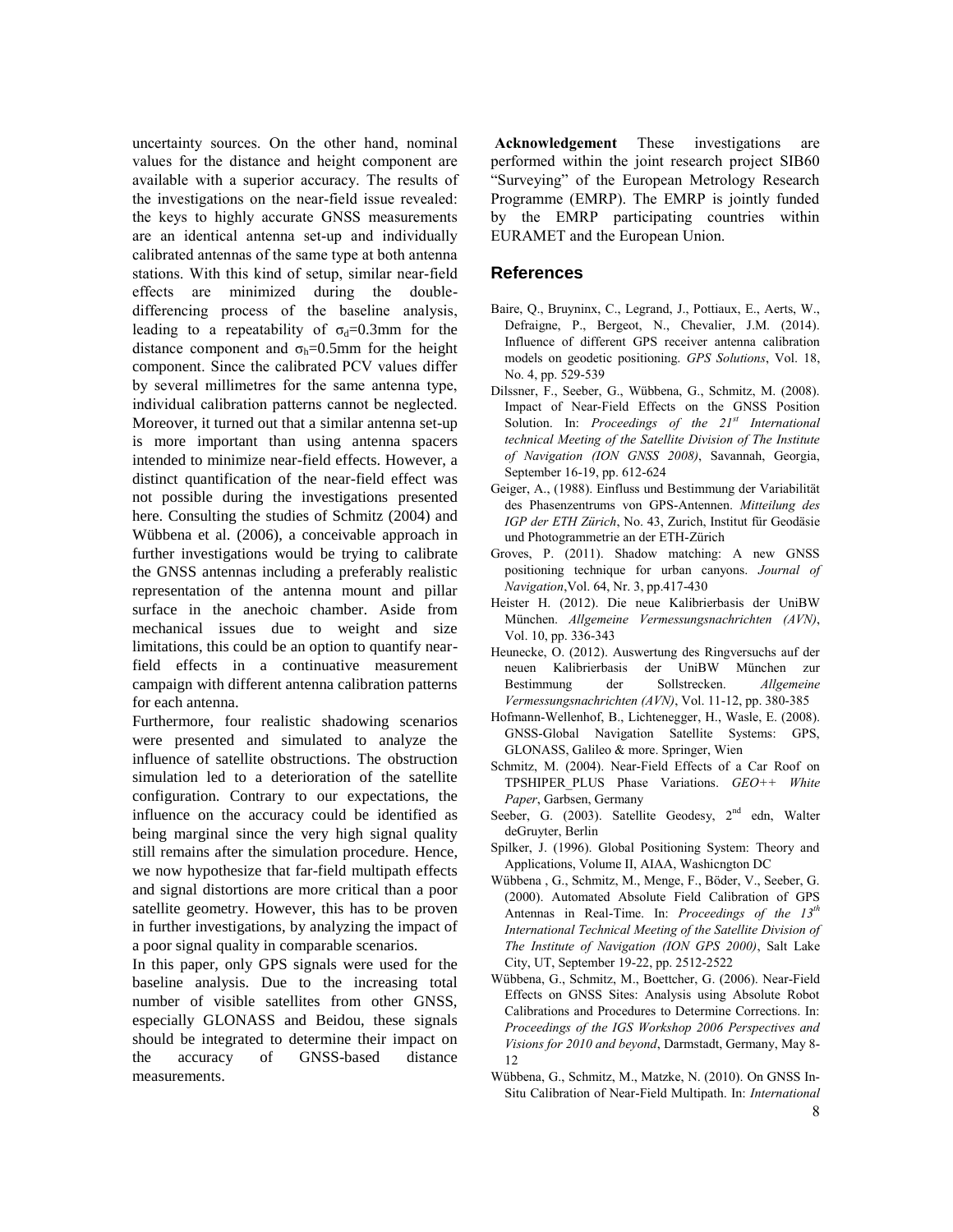uncertainty sources. On the other hand, nominal values for the distance and height component are available with a superior accuracy. The results of the investigations on the near-field issue revealed: the keys to highly accurate GNSS measurements are an identical antenna set-up and individually calibrated antennas of the same type at both antenna stations. With this kind of setup, similar near-field effects are minimized during the double-differencing process of the baseline analysis, leading to a repeatability of $\sigma_d$=0.3mm for the distance component and $\sigma_h$=0.5mm for the height component. Since the calibrated PCV values differ by several millimetres for the same antenna type, individual calibration patterns cannot be neglected. Moreover, it turned out that a similar antenna set-up is more important than using antenna spacers intended to minimize near-field effects. However, a distinct quantification of the near-field effect was not possible during the investigations presented here. Consulting the studies of Schmitz (2004) and Wübbena et al. (2006), a conceivable approach in further investigations would be trying to calibrate the GNSS antennas including a preferably realistic representation of the antenna mount and pillar surface in the anechoic chamber. Aside from mechanical issues due to weight and size limitations, this could be an option to quantify near-field effects in a continuative measurement campaign with different antenna calibration patterns for each antenna.

Furthermore, four realistic shadowing scenarios were presented and simulated to analyze the influence of satellite obstructions. The obstruction simulation led to a deterioration of the satellite configuration. Contrary to our expectations, the influence on the accuracy could be identified as being marginal since the very high signal quality still remains after the simulation procedure. Hence, we now hypothesize that far-field multipath effects and signal distortions are more critical than a poor satellite geometry. However, this has to be proven in further investigations, by analyzing the impact of a poor signal quality in comparable scenarios.

In this paper, only GPS signals were used for the baseline analysis. Due to the increasing total number of visible satellites from other GNSS, especially GLONASS and Beidou, these signals should be integrated to determine their impact on the accuracy of GNSS-based distance measurements.

**Acknowledgement** These investigations are performed within the joint research project SIB60 "Surveying" of the European Metrology Research Programme (EMRP). The EMRP is jointly funded by the EMRP participating countries within EURAMET and the European Union.

## References

Baire, Q., Bruyninx, C., Legrand, J., Pottiaux, E., Aerts, W., Defraigne, P., Bergeot, N., Chevalier, J.M. (2014). Influence of different GPS receiver antenna calibration models on geodetic positioning. *GPS Solutions*, Vol. 18, No. 4, pp. 529-539

Dilssner, F., Seeber, G., Wübbena, G., Schmitz, M. (2008). Impact of Near-Field Effects on the GNSS Position Solution. In: *Proceedings of the 21st International technical Meeting of the Satellite Division of The Institute of Navigation (ION GNSS 2008)*, Savannah, Georgia, September 16-19, pp. 612-624

Geiger, A., (1988). Einfluss und Bestimmung der Variabilität des Phasenzentrums von GPS-Antennen. *Mitteilung des IGP der ETH Zürich*, No. 43, Zurich, Institut für Geodäsie und Photogrammetrie an der ETH-Zürich

Groves, P. (2011). Shadow matching: A new GNSS positioning technique for urban canyons. *Journal of Navigation*,Vol. 64, Nr. 3, pp.417-430

Heister H. (2012). Die neue Kalibrierbasis der UniBW München. *Allgemeine Vermessungsnachrichten (AVN)*, Vol. 10, pp. 336-343

Heunecke, O. (2012). Auswertung des Ringversuchs auf der neuen Kalibrierbasis der UniBW München zur Bestimmung der Sollstrecken. *Allgemeine Vermessungsnachrichten (AVN)*, Vol. 11-12, pp. 380-385

Hofmann-Wellenhof, B., Lichtenegger, H., Wasle, E. (2008). GNSS-Global Navigation Satellite Systems: GPS, GLONASS, Galileo & more. Springer, Wien

Schmitz, M. (2004). Near-Field Effects of a Car Roof on TPSHIPER_PLUS Phase Variations. *GEO++ White Paper*, Garbsen, Germany

Seeber, G. (2003). Satellite Geodesy, 2nd edn, Walter deGruyter, Berlin

Spilker, J. (1996). Global Positioning System: Theory and Applications, Volume II, AIAA, Washicngton DC

Wübbena , G., Schmitz, M., Menge, F., Böder, V., Seeber, G. (2000). Automated Absolute Field Calibration of GPS Antennas in Real-Time. In: *Proceedings of the 13th International Technical Meeting of the Satellite Division of The Institute of Navigation (ION GPS 2000)*, Salt Lake City, UT, September 19-22, pp. 2512-2522

Wübbena, G., Schmitz, M., Boettcher, G. (2006). Near-Field Effects on GNSS Sites: Analysis using Absolute Robot Calibrations and Procedures to Determine Corrections. In: *Proceedings of the IGS Workshop 2006 Perspectives and Visions for 2010 and beyond*, Darmstadt, Germany, May 8-12

Wübbena, G., Schmitz, M., Matzke, N. (2010). On GNSS In-Situ Calibration of Near-Field Multipath. In: *International*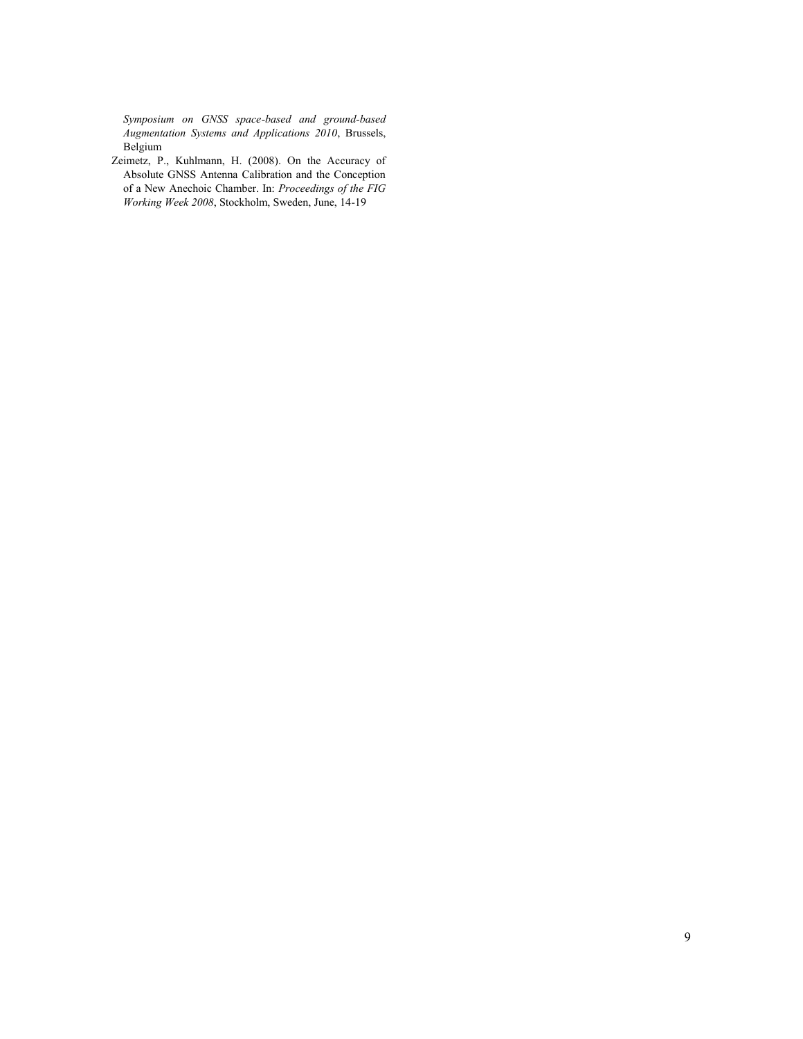*Symposium on GNSS space-based and ground-based Augmentation Systems and Applications 2010*, Brussels, Belgium

Zeimetz, P., Kuhlmann, H. (2008). On the Accuracy of Absolute GNSS Antenna Calibration and the Conception of a New Anechoic Chamber. In: *Proceedings of the FIG Working Week 2008*, Stockholm, Sweden, June, 14-19